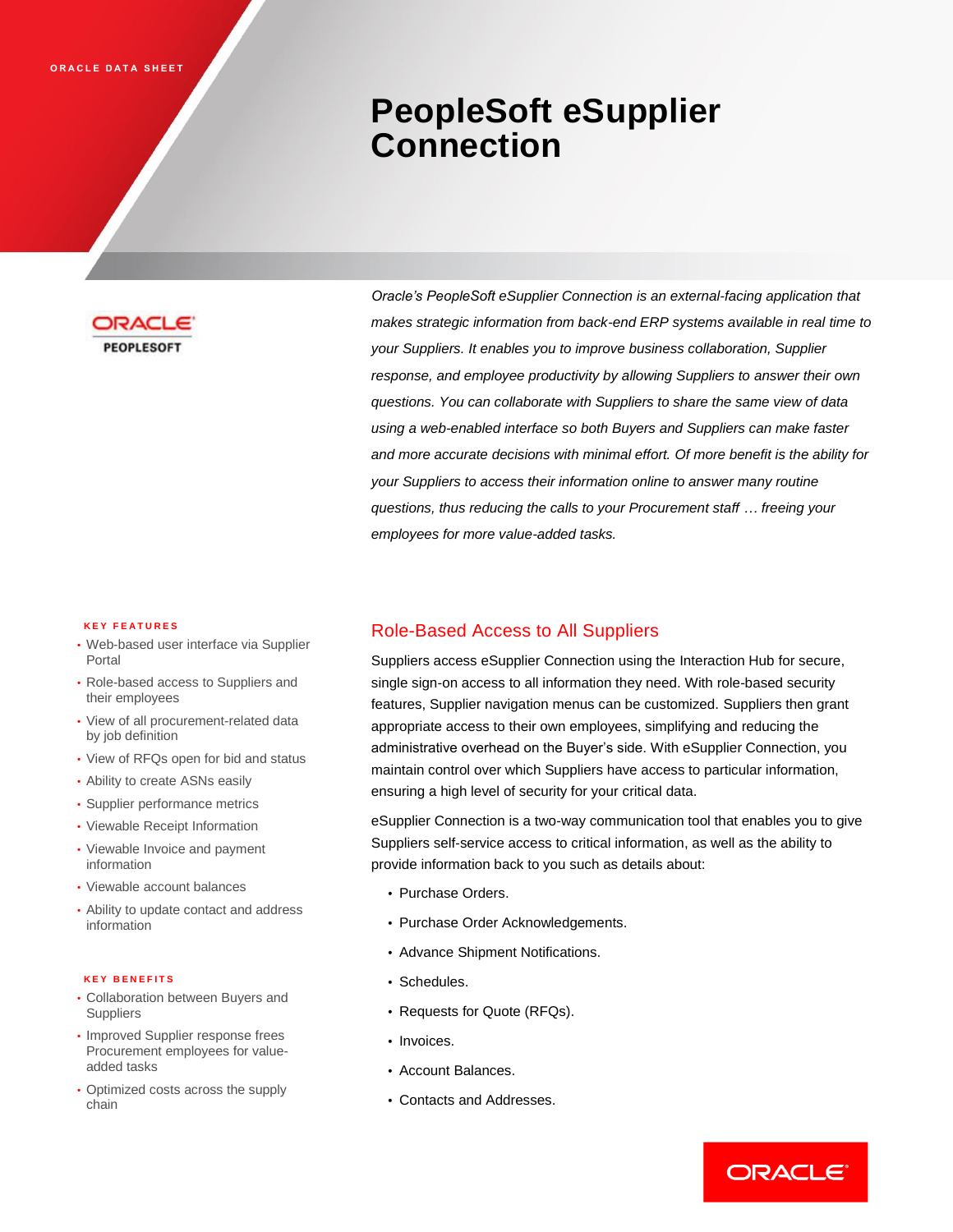ORACLE DATA SHEET

# PeopleSoft eSupplier Connection

*Oracle's PeopleSoft eSupplier Connection is an external-facing application that makes strategic information from back-end ERP systems available in real time to your Suppliers. It enables you to improve business collaboration, Supplier response, and employee productivity by allowing Suppliers to answer their own questions. You can collaborate with Suppliers to share the same view of data using a web-enabled interface so both Buyers and Suppliers can make faster and more accurate decisions with minimal effort. Of more benefit is the ability for your Suppliers to access their information online to answer many routine questions, thus reducing the calls to your Procurement staff … freeing your employees for more value-added tasks.*

## Role-Based Access to All Suppliers

Suppliers access eSupplier Connection using the Interaction Hub for secure, single sign-on access to all information they need. With role-based security features, Supplier navigation menus can be customized. Suppliers then grant appropriate access to their own employees, simplifying and reducing the administrative overhead on the Buyer's side. With eSupplier Connection, you maintain control over which Suppliers have access to particular information, ensuring a high level of security for your critical data.

eSupplier Connection is a two-way communication tool that enables you to give Suppliers self-service access to critical information, as well as the ability to provide information back to you such as details about:

- Purchase Orders.
- Purchase Order Acknowledgements.
- Advance Shipment Notifications.
- Schedules.
- Requests for Quote (RFQs).
- Invoices.
- Account Balances.
- Contacts and Addresses.

### KEY FEATURES

- Web-based user interface via Supplier Portal
- Role-based access to Suppliers and their employees
- View of all procurement-related data by job definition
- View of RFQs open for bid and status
- Ability to create ASNs easily
- Supplier performance metrics
- Viewable Receipt Information
- Viewable Invoice and payment information
- Viewable account balances
- Ability to update contact and address information

### KEY BENEFITS

- Collaboration between Buyers and Suppliers
- Improved Supplier response frees Procurement employees for value-added tasks
- Optimized costs across the supply chain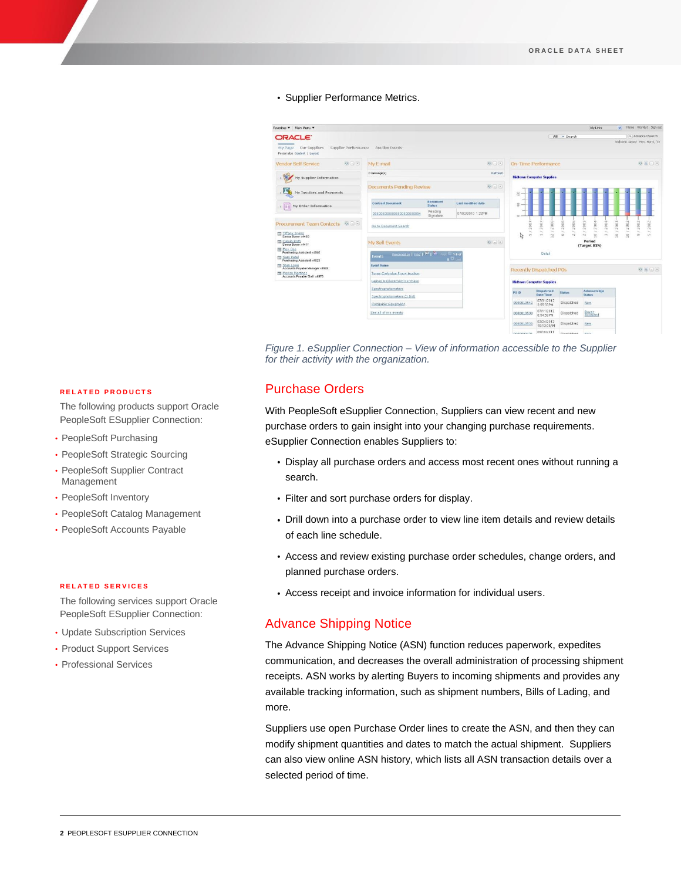- Supplier Performance Metrics.

*Figure 1. eSupplier Connection – View of information accessible to the Supplier for their activity with the organization.*

## Purchase Orders

With PeopleSoft eSupplier Connection, Suppliers can view recent and new purchase orders to gain insight into your changing purchase requirements. eSupplier Connection enables Suppliers to:

- Display all purchase orders and access most recent ones without running a search.
- Filter and sort purchase orders for display.
- Drill down into a purchase order to view line item details and review details of each line schedule.
- Access and review existing purchase order schedules, change orders, and planned purchase orders.
- Access receipt and invoice information for individual users.

## Advance Shipping Notice

The Advance Shipping Notice (ASN) function reduces paperwork, expedites communication, and decreases the overall administration of processing shipment receipts. ASN works by alerting Buyers to incoming shipments and provides any available tracking information, such as shipment numbers, Bills of Lading, and more.

Suppliers use open Purchase Order lines to create the ASN, and then they can modify shipment quantities and dates to match the actual shipment. Suppliers can also view online ASN history, which lists all ASN transaction details over a selected period of time.

### RELATED PRODUCTS

The following products support Oracle PeopleSoft ESupplier Connection:

- PeopleSoft Purchasing
- PeopleSoft Strategic Sourcing
- PeopleSoft Supplier Contract Management
- PeopleSoft Inventory
- PeopleSoft Catalog Management
- PeopleSoft Accounts Payable

### RELATED SERVICES

The following services support Oracle PeopleSoft ESupplier Connection:

- Update Subscription Services
- Product Support Services
- Professional Services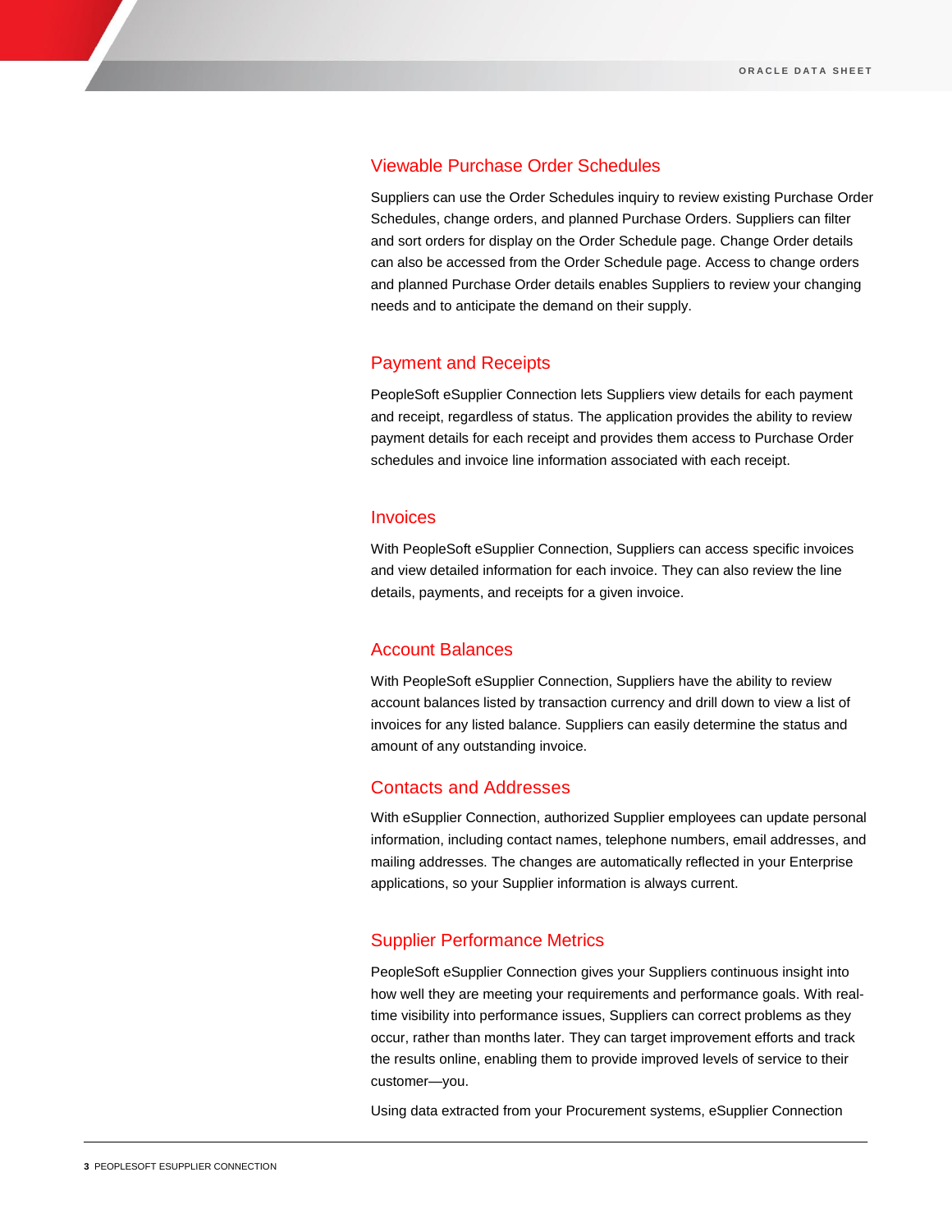## Viewable Purchase Order Schedules

Suppliers can use the Order Schedules inquiry to review existing Purchase Order Schedules, change orders, and planned Purchase Orders. Suppliers can filter and sort orders for display on the Order Schedule page. Change Order details can also be accessed from the Order Schedule page. Access to change orders and planned Purchase Order details enables Suppliers to review your changing needs and to anticipate the demand on their supply.

## Payment and Receipts

PeopleSoft eSupplier Connection lets Suppliers view details for each payment and receipt, regardless of status. The application provides the ability to review payment details for each receipt and provides them access to Purchase Order schedules and invoice line information associated with each receipt.

## Invoices

With PeopleSoft eSupplier Connection, Suppliers can access specific invoices and view detailed information for each invoice. They can also review the line details, payments, and receipts for a given invoice.

## Account Balances

With PeopleSoft eSupplier Connection, Suppliers have the ability to review account balances listed by transaction currency and drill down to view a list of invoices for any listed balance. Suppliers can easily determine the status and amount of any outstanding invoice.

## Contacts and Addresses

With eSupplier Connection, authorized Supplier employees can update personal information, including contact names, telephone numbers, email addresses, and mailing addresses. The changes are automatically reflected in your Enterprise applications, so your Supplier information is always current.

## Supplier Performance Metrics

PeopleSoft eSupplier Connection gives your Suppliers continuous insight into how well they are meeting your requirements and performance goals. With real-time visibility into performance issues, Suppliers can correct problems as they occur, rather than months later. They can target improvement efforts and track the results online, enabling them to provide improved levels of service to their customer—you.

Using data extracted from your Procurement systems, eSupplier Connection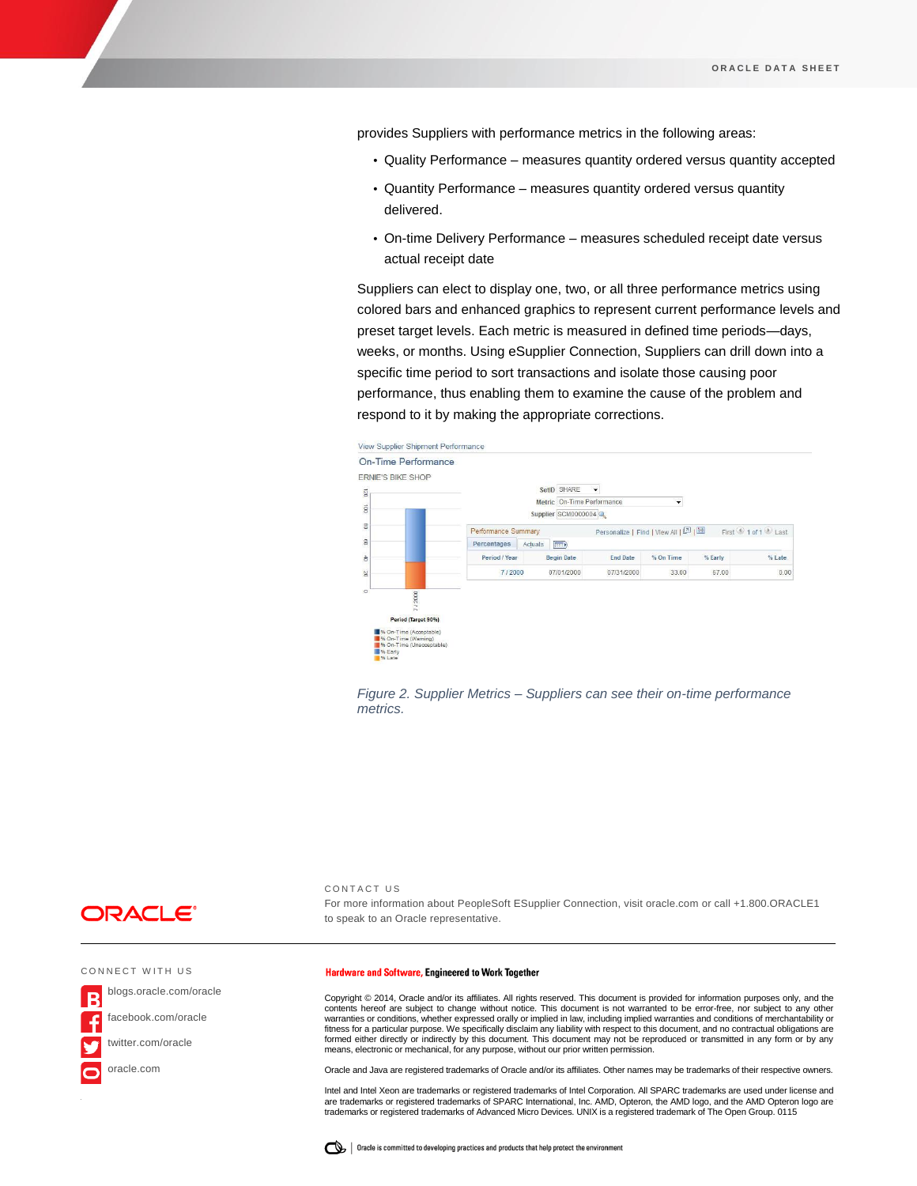provides Suppliers with performance metrics in the following areas:

- Quality Performance – measures quantity ordered versus quantity accepted
- Quantity Performance – measures quantity ordered versus quantity delivered.
- On-time Delivery Performance – measures scheduled receipt date versus actual receipt date

Suppliers can elect to display one, two, or all three performance metrics using colored bars and enhanced graphics to represent current performance levels and preset target levels. Each metric is measured in defined time periods—days, weeks, or months. Using eSupplier Connection, Suppliers can drill down into a specific time period to sort transactions and isolate those causing poor performance, thus enabling them to examine the cause of the problem and respond to it by making the appropriate corrections.

View Supplier Shipment Performance

On-Time Performance

ERNIE'S BIKE SHOP

SetID SHARE

Metric On-Time Performance

Supplier SCM0000004

Performance Summary

Percentages | Actuals

| Period / Year | Begin Date | End Date | % On Time | % Early | % Late |
|---|---|---|---|---|---|
| 7 / 2000 | 07/01/2000 | 07/31/2000 | 33.00 | 67.00 | 0.00 |

Period (Target 90%)

% On-Time (Acceptable)
% On-Time (Warning)
% On-Time (Unacceptable)
% Early
% Late

*Figure 2. Supplier Metrics – Suppliers can see their on-time performance metrics.*

## CONTACT US

For more information about PeopleSoft ESupplier Connection, visit oracle.com or call +1.800.ORACLE1 to speak to an Oracle representative.

ORACLE

## CONNECT WITH US

blogs.oracle.com/oracle

facebook.com/oracle

twitter.com/oracle

oracle.com

**Hardware and Software, Engineered to Work Together**

Copyright © 2014, Oracle and/or its affiliates. All rights reserved. This document is provided for information purposes only, and the contents hereof are subject to change without notice. This document is not warranted to be error-free, nor subject to any other warranties or conditions, whether expressed orally or implied in law, including implied warranties and conditions of merchantability or fitness for a particular purpose. We specifically disclaim any liability with respect to this document, and no contractual obligations are formed either directly or indirectly by this document. This document may not be reproduced or transmitted in any form or by any means, electronic or mechanical, for any purpose, without our prior written permission.

Oracle and Java are registered trademarks of Oracle and/or its affiliates. Other names may be trademarks of their respective owners.

Intel and Intel Xeon are trademarks or registered trademarks of Intel Corporation. All SPARC trademarks are used under license and are trademarks or registered trademarks of SPARC International, Inc. AMD, Opteron, the AMD logo, and the AMD Opteron logo are trademarks or registered trademarks of Advanced Micro Devices. UNIX is a registered trademark of The Open Group. 0115

Oracle is committed to developing practices and products that help protect the environment